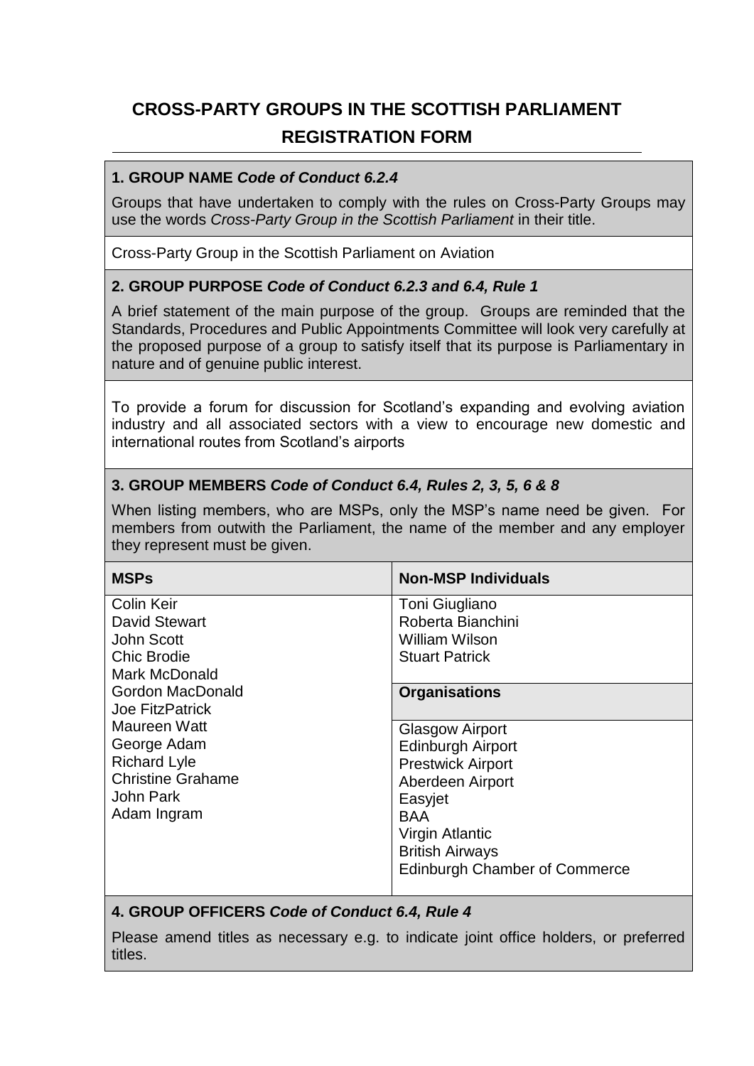# CROSS-PARTY GROUPS IN THE SCOTTISH PARLIAMENT

## REGISTRATION FORM

### 1. GROUP NAME *Code of Conduct 6.2.4*

Groups that have undertaken to comply with the rules on Cross-Party Groups may use the words *Cross-Party Group in the Scottish Parliament* in their title.

Cross-Party Group in the Scottish Parliament on Aviation

### 2. GROUP PURPOSE *Code of Conduct 6.2.3 and 6.4, Rule 1*

A brief statement of the main purpose of the group. Groups are reminded that the Standards, Procedures and Public Appointments Committee will look very carefully at the proposed purpose of a group to satisfy itself that its purpose is Parliamentary in nature and of genuine public interest.

To provide a forum for discussion for Scotland's expanding and evolving aviation industry and all associated sectors with a view to encourage new domestic and international routes from Scotland's airports

### 3. GROUP MEMBERS *Code of Conduct 6.4, Rules 2, 3, 5, 6 & 8*

When listing members, who are MSPs, only the MSP's name need be given. For members from outwith the Parliament, the name of the member and any employer they represent must be given.

| MSPs | Non-MSP Individuals |
|---|---|
| Colin Keir<br>David Stewart<br>John Scott<br>Chic Brodie<br>Mark McDonald<br>Gordon MacDonald<br>Joe FitzPatrick<br>Maureen Watt<br>George Adam<br>Richard Lyle<br>Christine Grahame<br>John Park<br>Adam Ingram | Toni Giugliano<br>Roberta Bianchini<br>William Wilson<br>Stuart Patrick<br><br>**Organisations**<br><br>Glasgow Airport<br>Edinburgh Airport<br>Prestwick Airport<br>Aberdeen Airport<br>Easyjet<br>BAA<br>Virgin Atlantic<br>British Airways<br>Edinburgh Chamber of Commerce |

### 4. GROUP OFFICERS *Code of Conduct 6.4, Rule 4*

Please amend titles as necessary e.g. to indicate joint office holders, or preferred titles.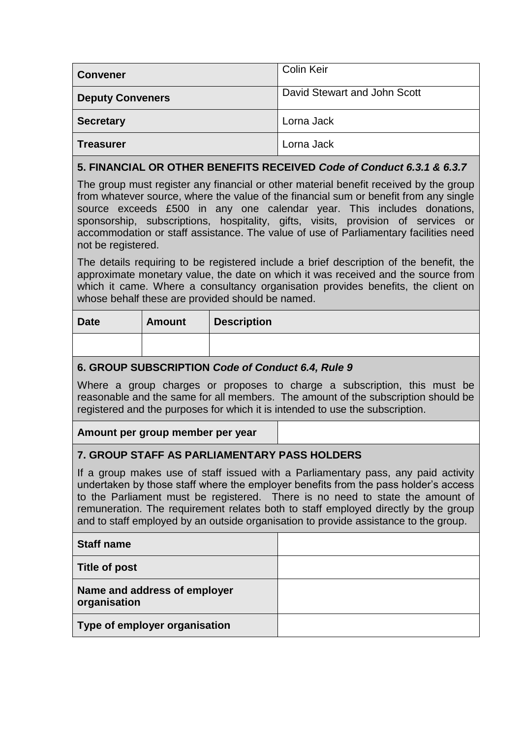| **Convener** | Colin Keir |
| --- | --- |
| **Deputy Conveners** | David Stewart and John Scott |
| **Secretary** | Lorna Jack |
| **Treasurer** | Lorna Jack |

## 5. FINANCIAL OR OTHER BENEFITS RECEIVED *Code of Conduct 6.3.1 & 6.3.7*

The group must register any financial or other material benefit received by the group from whatever source, where the value of the financial sum or benefit from any single source exceeds £500 in any one calendar year. This includes donations, sponsorship, subscriptions, hospitality, gifts, visits, provision of services or accommodation or staff assistance. The value of use of Parliamentary facilities need not be registered.

The details requiring to be registered include a brief description of the benefit, the approximate monetary value, the date on which it was received and the source from which it came. Where a consultancy organisation provides benefits, the client on whose behalf these are provided should be named.

| **Date** | **Amount** | **Description** |
| --- | --- | --- |
| | | |

## 6. GROUP SUBSCRIPTION *Code of Conduct 6.4, Rule 9*

Where a group charges or proposes to charge a subscription, this must be reasonable and the same for all members. The amount of the subscription should be registered and the purposes for which it is intended to use the subscription.

| **Amount per group member per year** | |
| --- | --- |

## 7. GROUP STAFF AS PARLIAMENTARY PASS HOLDERS

If a group makes use of staff issued with a Parliamentary pass, any paid activity undertaken by those staff where the employer benefits from the pass holder's access to the Parliament must be registered. There is no need to state the amount of remuneration. The requirement relates both to staff employed directly by the group and to staff employed by an outside organisation to provide assistance to the group.

| **Staff name** | |
| --- | --- |
| **Title of post** | |
| **Name and address of employer organisation** | |
| **Type of employer organisation** | |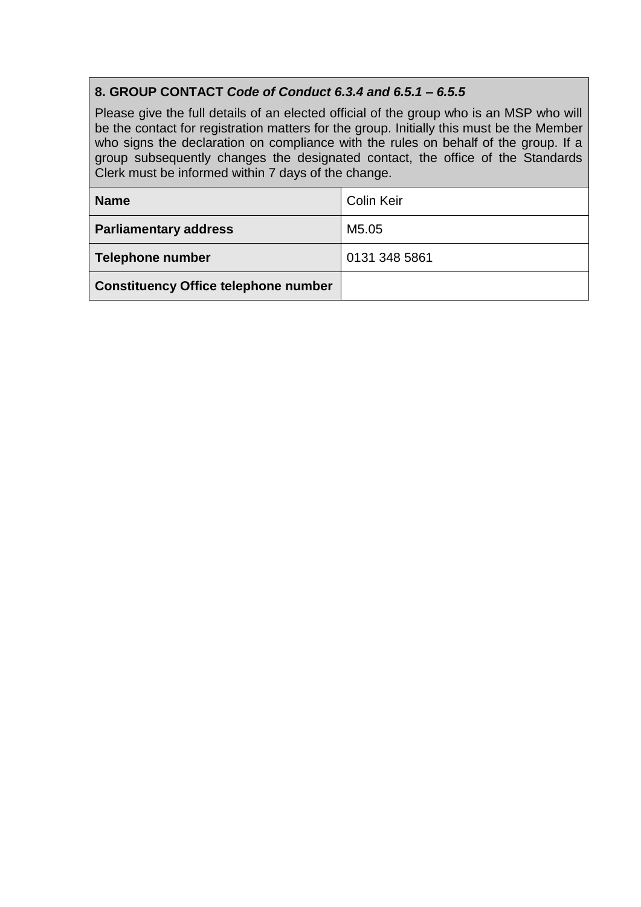## 8. GROUP CONTACT *Code of Conduct 6.3.4 and 6.5.1 – 6.5.5*

Please give the full details of an elected official of the group who is an MSP who will be the contact for registration matters for the group. Initially this must be the Member who signs the declaration on compliance with the rules on behalf of the group. If a group subsequently changes the designated contact, the office of the Standards Clerk must be informed within 7 days of the change.

| | |
|---|---|
| **Name** | Colin Keir |
| **Parliamentary address** | M5.05 |
| **Telephone number** | 0131 348 5861 |
| **Constituency Office telephone number** | |